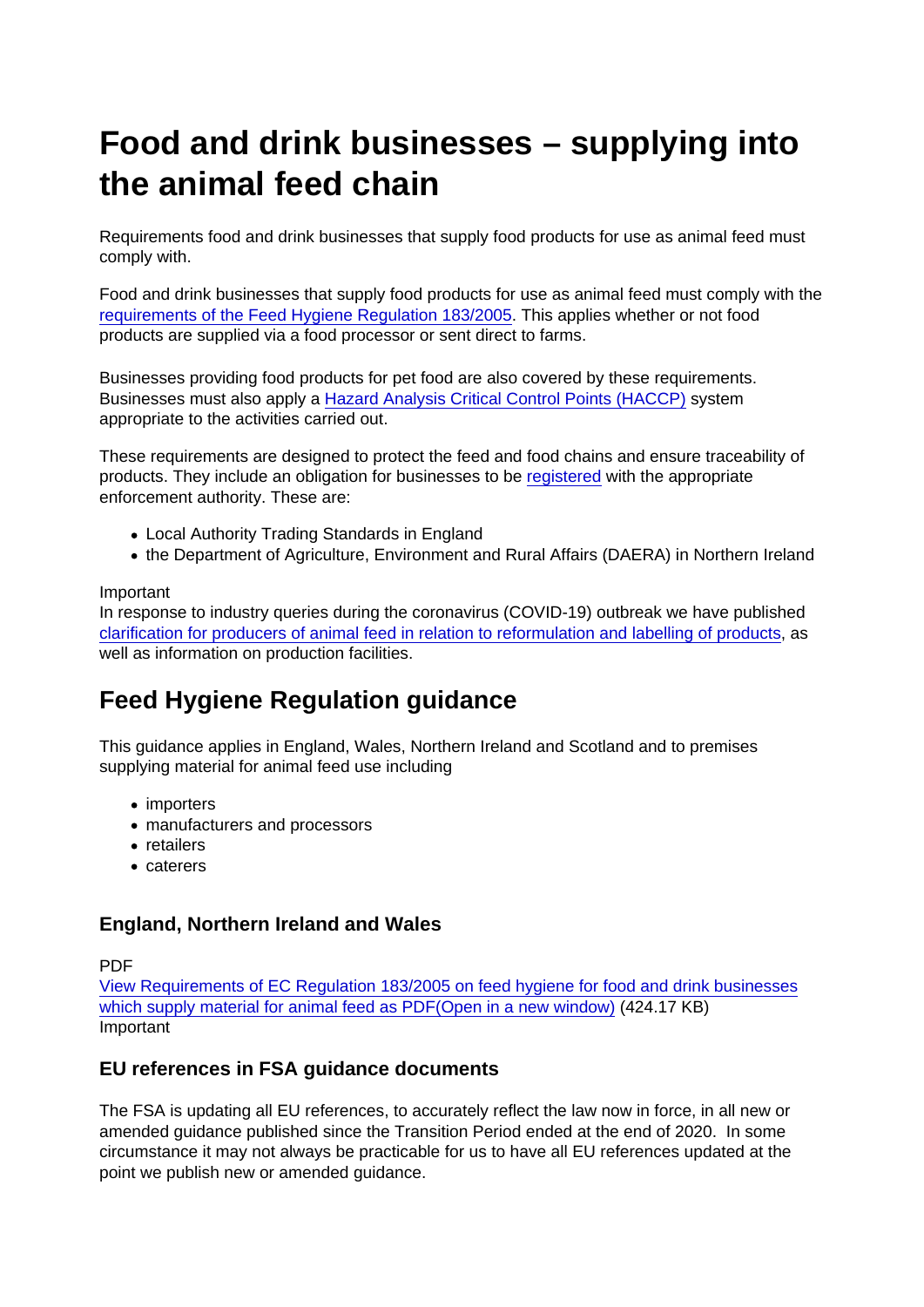# Food and drink businesses – supplying into the animal feed chain

Requirements food and drink businesses that supply food products for use as animal feed must comply with.

Food and drink businesses that supply food products for use as animal feed must comply with the requirements of the Feed Hygiene Regulation 183/2005. This applies whether or not food products are supplied via a food processor or sent direct to farms.

Businesses providing food products for pet food are also covered by these requirements. Businesses must also apply a Hazard Analysis Critical Control Points (HACCP) system appropriate to the activities carried out.

These requirements are designed to protect the feed and food chains and ensure traceability of products. They include an obligation for businesses to be registered with the appropriate enforcement authority. These are:

- Local Authority Trading Standards in England
- the Department of Agriculture, Environment and Rural Affairs (DAERA) in Northern Ireland

Important
In response to industry queries during the coronavirus (COVID-19) outbreak we have published clarification for producers of animal feed in relation to reformulation and labelling of products, as well as information on production facilities.

## Feed Hygiene Regulation guidance

This guidance applies in England, Wales, Northern Ireland and Scotland and to premises supplying material for animal feed use including

- importers
- manufacturers and processors
- retailers
- caterers

### England, Northern Ireland and Wales

PDF
View Requirements of EC Regulation 183/2005 on feed hygiene for food and drink businesses which supply material for animal feed as PDF(Open in a new window) (424.17 KB)
Important

### EU references in FSA guidance documents

The FSA is updating all EU references, to accurately reflect the law now in force, in all new or amended guidance published since the Transition Period ended at the end of 2020. In some circumstance it may not always be practicable for us to have all EU references updated at the point we publish new or amended guidance.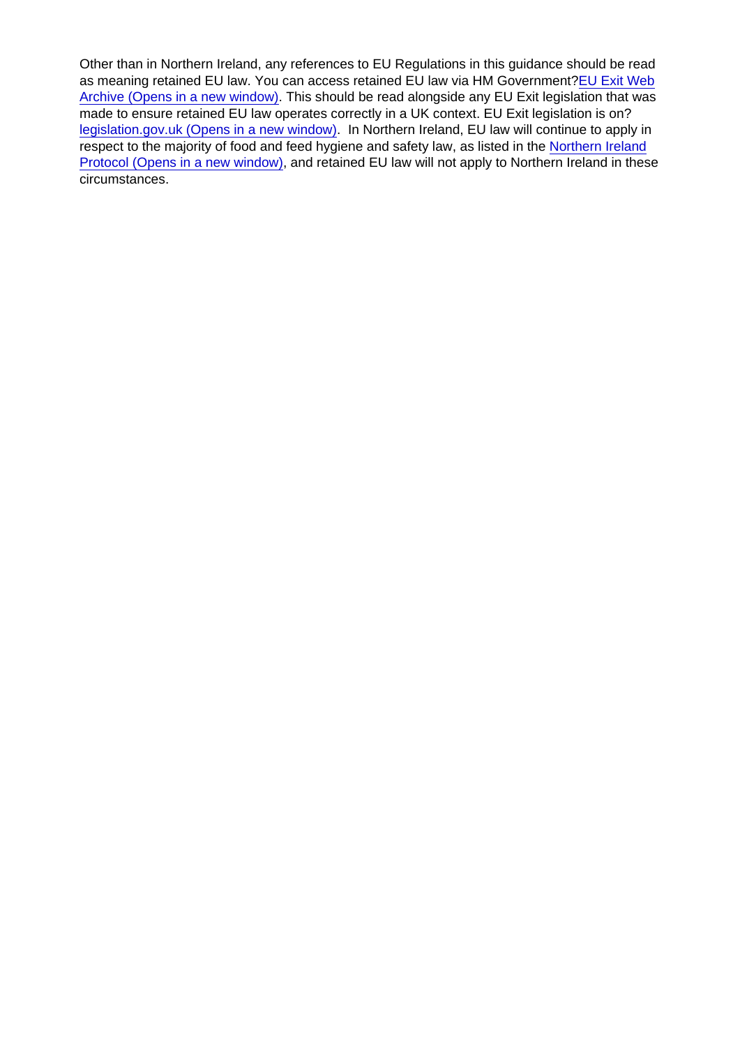Other than in Northern Ireland, any references to EU Regulations in this guidance should be read as meaning retained EU law. You can access retained EU law via HM Government?EU Exit Web Archive (Opens in a new window). This should be read alongside any EU Exit legislation that was made to ensure retained EU law operates correctly in a UK context. EU Exit legislation is on? legislation.gov.uk (Opens in a new window). In Northern Ireland, EU law will continue to apply in respect to the majority of food and feed hygiene and safety law, as listed in the Northern Ireland Protocol (Opens in a new window), and retained EU law will not apply to Northern Ireland in these circumstances.